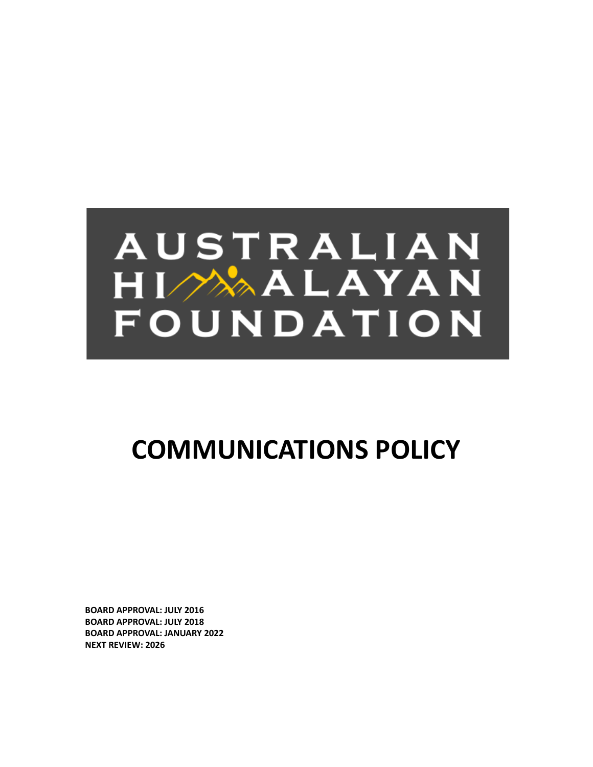AUSTRALIAN HIMALAYAN FOUNDATION

# COMMUNICATIONS POLICY

**BOARD APPROVAL: JULY 2016**
**BOARD APPROVAL: JULY 2018**
**BOARD APPROVAL: JANUARY 2022**
**NEXT REVIEW: 2026**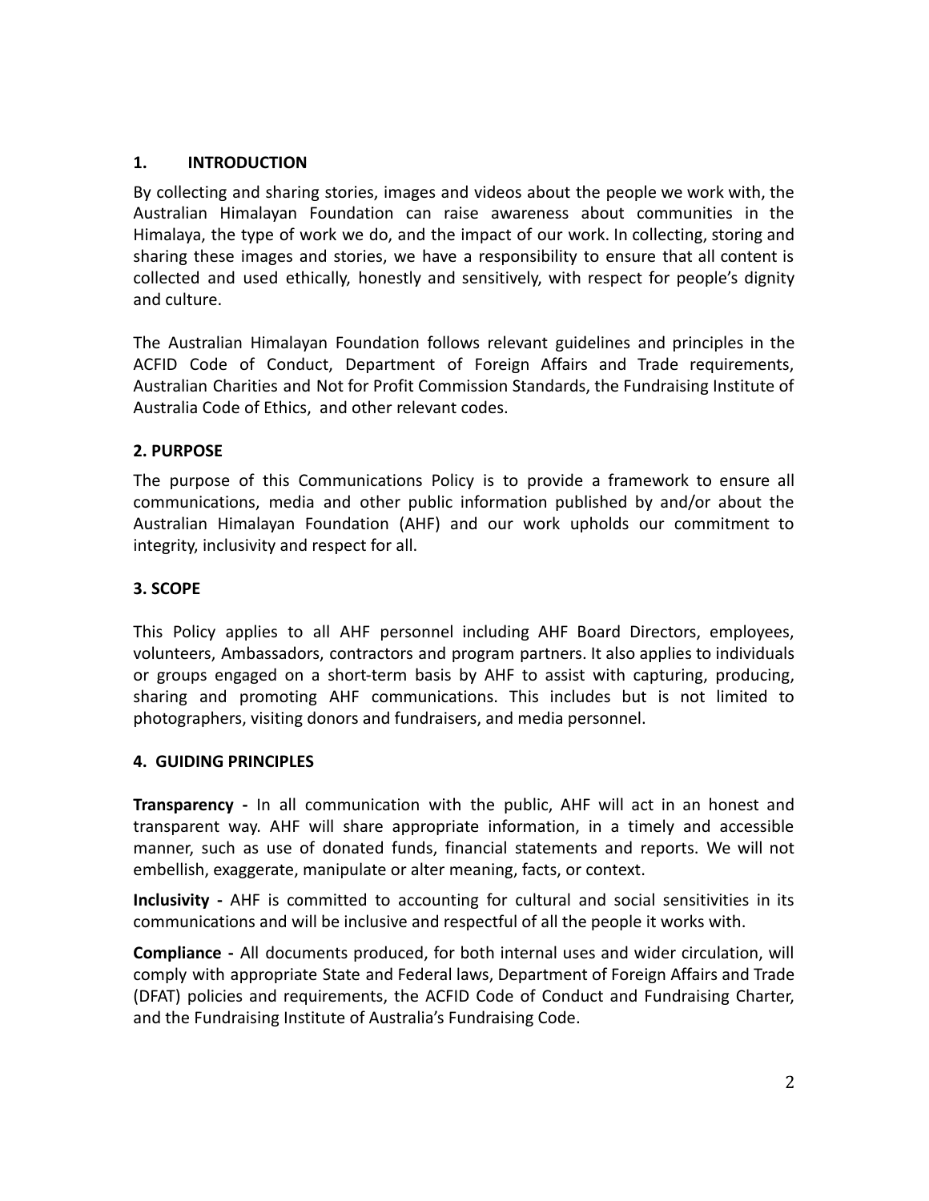## 1. INTRODUCTION

By collecting and sharing stories, images and videos about the people we work with, the Australian Himalayan Foundation can raise awareness about communities in the Himalaya, the type of work we do, and the impact of our work. In collecting, storing and sharing these images and stories, we have a responsibility to ensure that all content is collected and used ethically, honestly and sensitively, with respect for people's dignity and culture.

The Australian Himalayan Foundation follows relevant guidelines and principles in the ACFID Code of Conduct, Department of Foreign Affairs and Trade requirements, Australian Charities and Not for Profit Commission Standards, the Fundraising Institute of Australia Code of Ethics, and other relevant codes.

## 2. PURPOSE

The purpose of this Communications Policy is to provide a framework to ensure all communications, media and other public information published by and/or about the Australian Himalayan Foundation (AHF) and our work upholds our commitment to integrity, inclusivity and respect for all.

## 3. SCOPE

This Policy applies to all AHF personnel including AHF Board Directors, employees, volunteers, Ambassadors, contractors and program partners. It also applies to individuals or groups engaged on a short-term basis by AHF to assist with capturing, producing, sharing and promoting AHF communications. This includes but is not limited to photographers, visiting donors and fundraisers, and media personnel.

## 4. GUIDING PRINCIPLES

**Transparency -** In all communication with the public, AHF will act in an honest and transparent way. AHF will share appropriate information, in a timely and accessible manner, such as use of donated funds, financial statements and reports. We will not embellish, exaggerate, manipulate or alter meaning, facts, or context.

**Inclusivity -** AHF is committed to accounting for cultural and social sensitivities in its communications and will be inclusive and respectful of all the people it works with.

**Compliance -** All documents produced, for both internal uses and wider circulation, will comply with appropriate State and Federal laws, Department of Foreign Affairs and Trade (DFAT) policies and requirements, the ACFID Code of Conduct and Fundraising Charter, and the Fundraising Institute of Australia's Fundraising Code.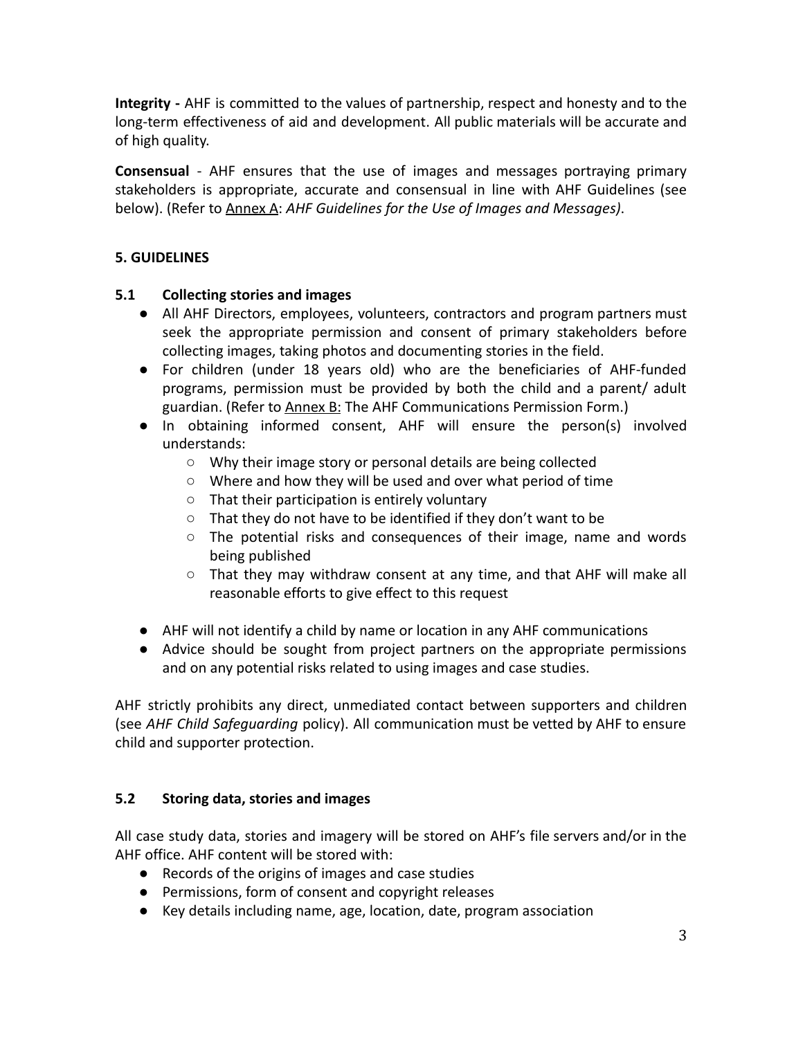**Integrity -** AHF is committed to the values of partnership, respect and honesty and to the long-term effectiveness of aid and development. All public materials will be accurate and of high quality.

**Consensual** - AHF ensures that the use of images and messages portraying primary stakeholders is appropriate, accurate and consensual in line with AHF Guidelines (see below). (Refer to Annex A: *AHF Guidelines for the Use of Images and Messages)*.

## 5. GUIDELINES

### 5.1 Collecting stories and images

- All AHF Directors, employees, volunteers, contractors and program partners must seek the appropriate permission and consent of primary stakeholders before collecting images, taking photos and documenting stories in the field.
- For children (under 18 years old) who are the beneficiaries of AHF-funded programs, permission must be provided by both the child and a parent/ adult guardian. (Refer to Annex B: The AHF Communications Permission Form.)
- In obtaining informed consent, AHF will ensure the person(s) involved understands:
    - Why their image story or personal details are being collected
    - Where and how they will be used and over what period of time
    - That their participation is entirely voluntary
    - That they do not have to be identified if they don't want to be
    - The potential risks and consequences of their image, name and words being published
    - That they may withdraw consent at any time, and that AHF will make all reasonable efforts to give effect to this request
- AHF will not identify a child by name or location in any AHF communications
- Advice should be sought from project partners on the appropriate permissions and on any potential risks related to using images and case studies.

AHF strictly prohibits any direct, unmediated contact between supporters and children (see *AHF Child Safeguarding* policy). All communication must be vetted by AHF to ensure child and supporter protection.

### 5.2 Storing data, stories and images

All case study data, stories and imagery will be stored on AHF's file servers and/or in the AHF office. AHF content will be stored with:

- Records of the origins of images and case studies
- Permissions, form of consent and copyright releases
- Key details including name, age, location, date, program association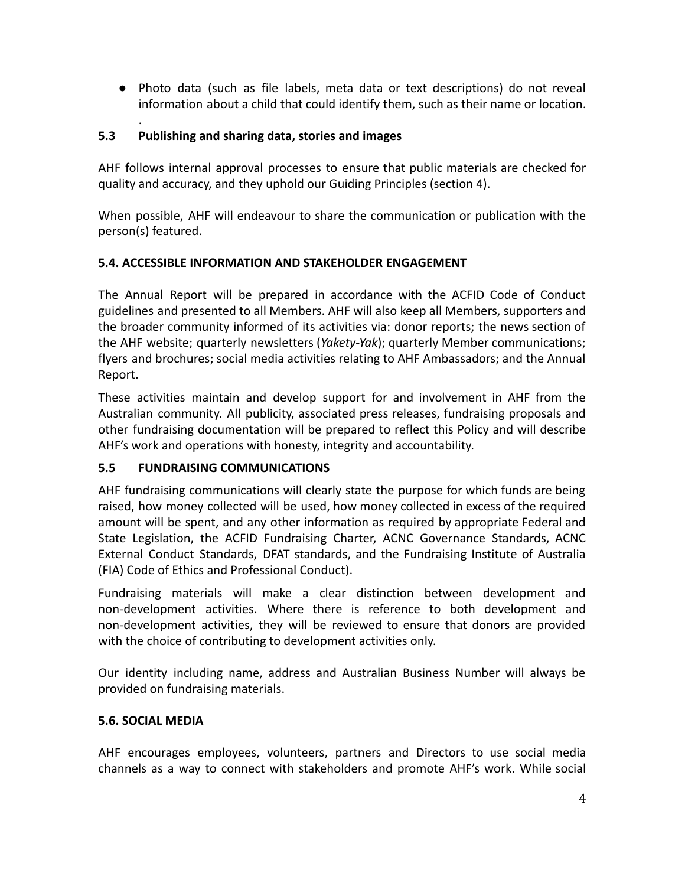- Photo data (such as file labels, meta data or text descriptions) do not reveal information about a child that could identify them, such as their name or location.

### 5.3 Publishing and sharing data, stories and images

AHF follows internal approval processes to ensure that public materials are checked for quality and accuracy, and they uphold our Guiding Principles (section 4).

When possible, AHF will endeavour to share the communication or publication with the person(s) featured.

### 5.4. ACCESSIBLE INFORMATION AND STAKEHOLDER ENGAGEMENT

The Annual Report will be prepared in accordance with the ACFID Code of Conduct guidelines and presented to all Members. AHF will also keep all Members, supporters and the broader community informed of its activities via: donor reports; the news section of the AHF website; quarterly newsletters (*Yakety-Yak*); quarterly Member communications; flyers and brochures; social media activities relating to AHF Ambassadors; and the Annual Report.

These activities maintain and develop support for and involvement in AHF from the Australian community. All publicity, associated press releases, fundraising proposals and other fundraising documentation will be prepared to reflect this Policy and will describe AHF's work and operations with honesty, integrity and accountability.

### 5.5 FUNDRAISING COMMUNICATIONS

AHF fundraising communications will clearly state the purpose for which funds are being raised, how money collected will be used, how money collected in excess of the required amount will be spent, and any other information as required by appropriate Federal and State Legislation, the ACFID Fundraising Charter, ACNC Governance Standards, ACNC External Conduct Standards, DFAT standards, and the Fundraising Institute of Australia (FIA) Code of Ethics and Professional Conduct).

Fundraising materials will make a clear distinction between development and non-development activities. Where there is reference to both development and non-development activities, they will be reviewed to ensure that donors are provided with the choice of contributing to development activities only.

Our identity including name, address and Australian Business Number will always be provided on fundraising materials.

### 5.6. SOCIAL MEDIA

AHF encourages employees, volunteers, partners and Directors to use social media channels as a way to connect with stakeholders and promote AHF's work. While social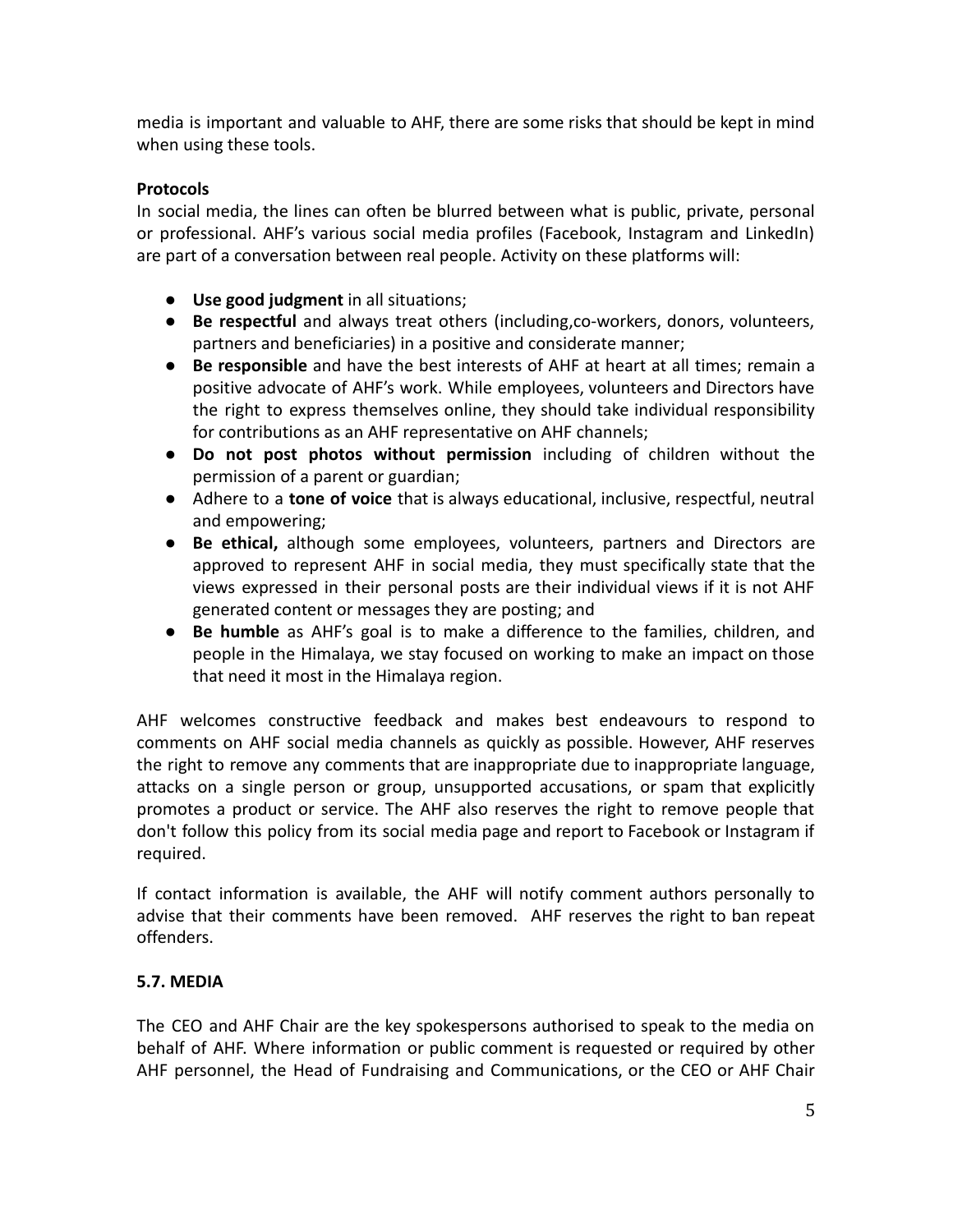media is important and valuable to AHF, there are some risks that should be kept in mind when using these tools.

**Protocols**

In social media, the lines can often be blurred between what is public, private, personal or professional. AHF's various social media profiles (Facebook, Instagram and LinkedIn) are part of a conversation between real people. Activity on these platforms will:

- **Use good judgment** in all situations;
- **Be respectful** and always treat others (including,co-workers, donors, volunteers, partners and beneficiaries) in a positive and considerate manner;
- **Be responsible** and have the best interests of AHF at heart at all times; remain a positive advocate of AHF's work. While employees, volunteers and Directors have the right to express themselves online, they should take individual responsibility for contributions as an AHF representative on AHF channels;
- **Do not post photos without permission** including of children without the permission of a parent or guardian;
- Adhere to a **tone of voice** that is always educational, inclusive, respectful, neutral and empowering;
- **Be ethical,** although some employees, volunteers, partners and Directors are approved to represent AHF in social media, they must specifically state that the views expressed in their personal posts are their individual views if it is not AHF generated content or messages they are posting; and
- **Be humble** as AHF's goal is to make a difference to the families, children, and people in the Himalaya, we stay focused on working to make an impact on those that need it most in the Himalaya region.

AHF welcomes constructive feedback and makes best endeavours to respond to comments on AHF social media channels as quickly as possible. However, AHF reserves the right to remove any comments that are inappropriate due to inappropriate language, attacks on a single person or group, unsupported accusations, or spam that explicitly promotes a product or service. The AHF also reserves the right to remove people that don't follow this policy from its social media page and report to Facebook or Instagram if required.

If contact information is available, the AHF will notify comment authors personally to advise that their comments have been removed. AHF reserves the right to ban repeat offenders.

### 5.7. MEDIA

The CEO and AHF Chair are the key spokespersons authorised to speak to the media on behalf of AHF. Where information or public comment is requested or required by other AHF personnel, the Head of Fundraising and Communications, or the CEO or AHF Chair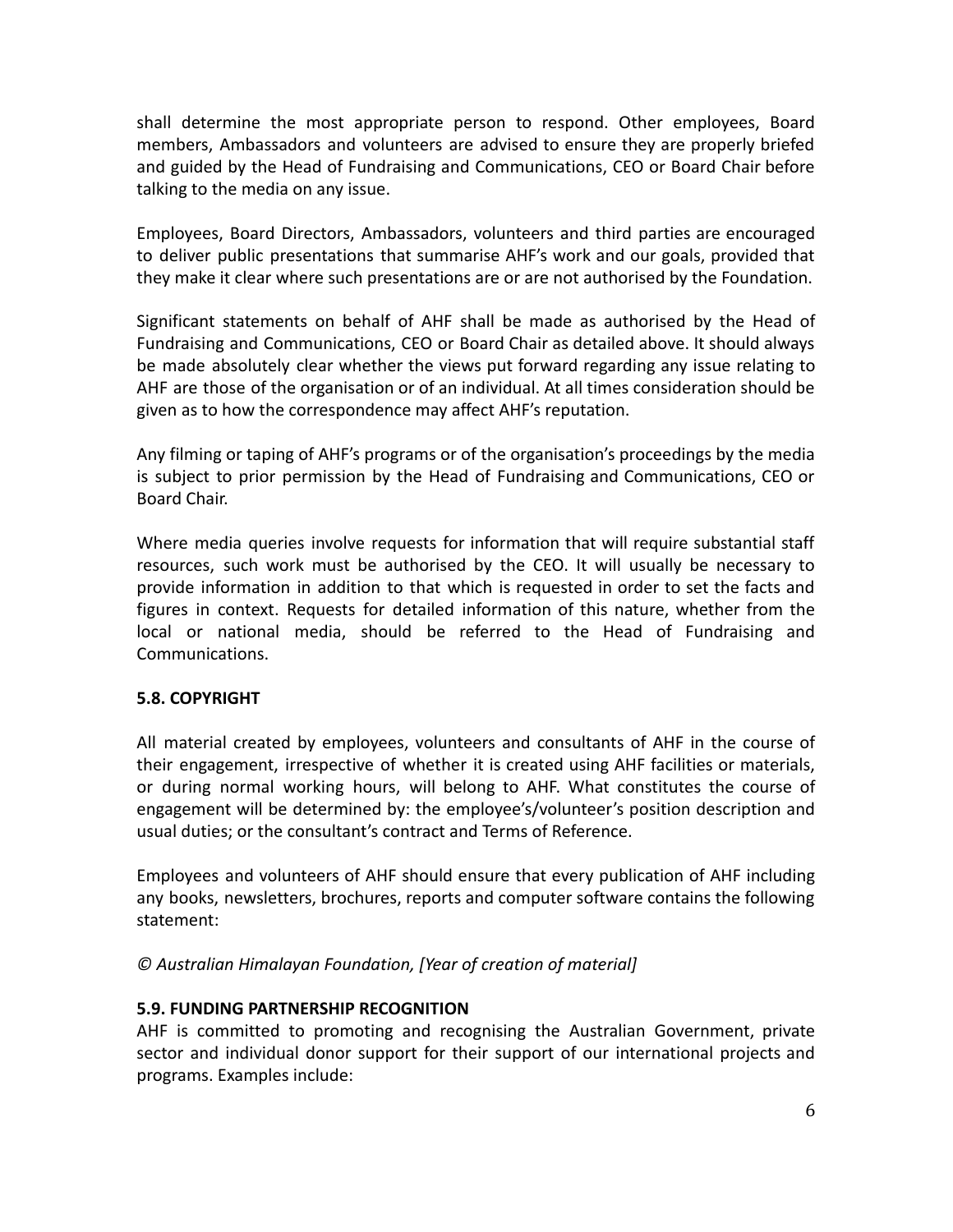shall determine the most appropriate person to respond. Other employees, Board members, Ambassadors and volunteers are advised to ensure they are properly briefed and guided by the Head of Fundraising and Communications, CEO or Board Chair before talking to the media on any issue.

Employees, Board Directors, Ambassadors, volunteers and third parties are encouraged to deliver public presentations that summarise AHF's work and our goals, provided that they make it clear where such presentations are or are not authorised by the Foundation.

Significant statements on behalf of AHF shall be made as authorised by the Head of Fundraising and Communications, CEO or Board Chair as detailed above. It should always be made absolutely clear whether the views put forward regarding any issue relating to AHF are those of the organisation or of an individual. At all times consideration should be given as to how the correspondence may affect AHF's reputation.

Any filming or taping of AHF's programs or of the organisation's proceedings by the media is subject to prior permission by the Head of Fundraising and Communications, CEO or Board Chair.

Where media queries involve requests for information that will require substantial staff resources, such work must be authorised by the CEO. It will usually be necessary to provide information in addition to that which is requested in order to set the facts and figures in context. Requests for detailed information of this nature, whether from the local or national media, should be referred to the Head of Fundraising and Communications.

### 5.8. COPYRIGHT

All material created by employees, volunteers and consultants of AHF in the course of their engagement, irrespective of whether it is created using AHF facilities or materials, or during normal working hours, will belong to AHF. What constitutes the course of engagement will be determined by: the employee's/volunteer's position description and usual duties; or the consultant's contract and Terms of Reference.

Employees and volunteers of AHF should ensure that every publication of AHF including any books, newsletters, brochures, reports and computer software contains the following statement:

*© Australian Himalayan Foundation, [Year of creation of material]*

### 5.9. FUNDING PARTNERSHIP RECOGNITION

AHF is committed to promoting and recognising the Australian Government, private sector and individual donor support for their support of our international projects and programs. Examples include: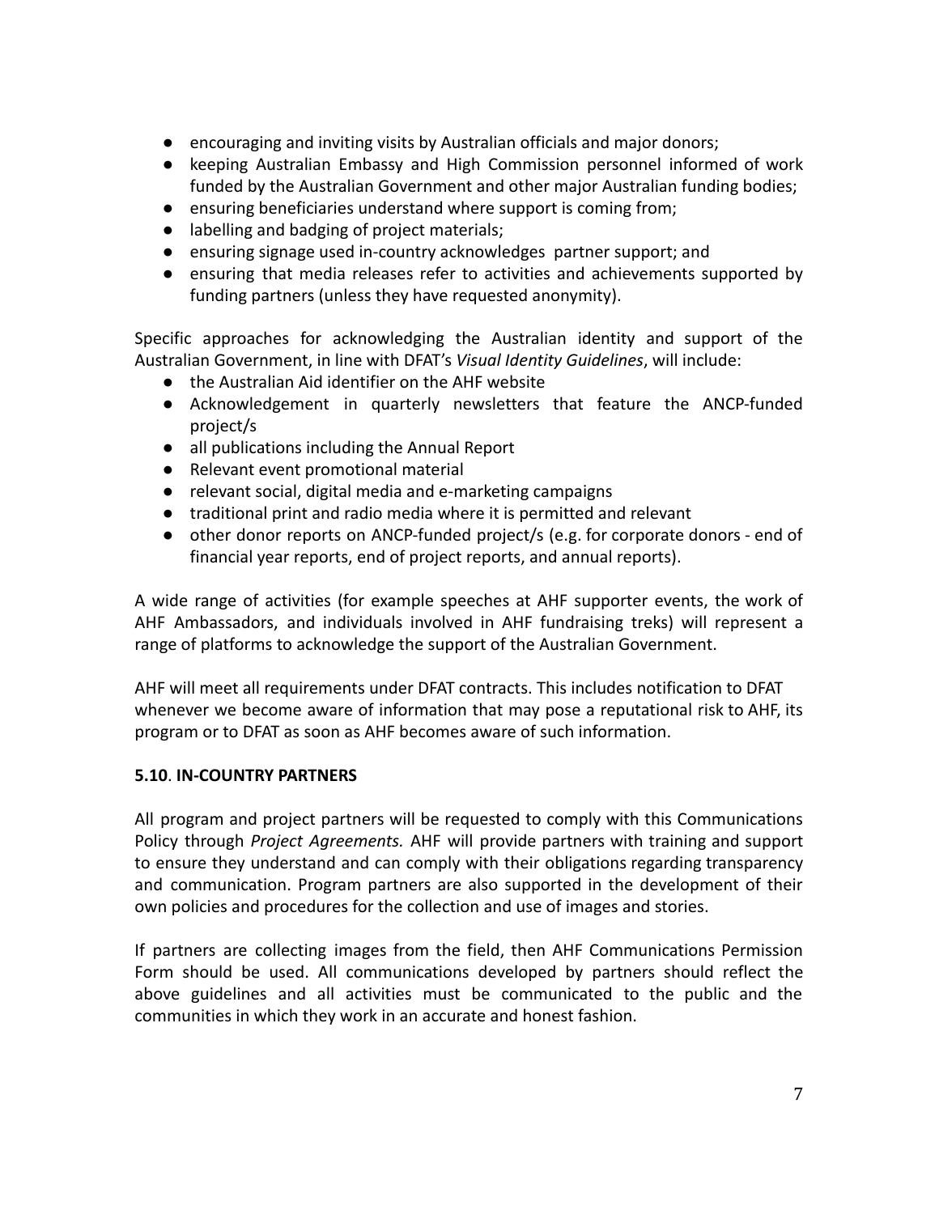- encouraging and inviting visits by Australian officials and major donors;
- keeping Australian Embassy and High Commission personnel informed of work funded by the Australian Government and other major Australian funding bodies;
- ensuring beneficiaries understand where support is coming from;
- labelling and badging of project materials;
- ensuring signage used in-country acknowledges partner support; and
- ensuring that media releases refer to activities and achievements supported by funding partners (unless they have requested anonymity).

Specific approaches for acknowledging the Australian identity and support of the Australian Government, in line with DFAT's *Visual Identity Guidelines*, will include:

- the Australian Aid identifier on the AHF website
- Acknowledgement in quarterly newsletters that feature the ANCP-funded project/s
- all publications including the Annual Report
- Relevant event promotional material
- relevant social, digital media and e-marketing campaigns
- traditional print and radio media where it is permitted and relevant
- other donor reports on ANCP-funded project/s (e.g. for corporate donors - end of financial year reports, end of project reports, and annual reports).

A wide range of activities (for example speeches at AHF supporter events, the work of AHF Ambassadors, and individuals involved in AHF fundraising treks) will represent a range of platforms to acknowledge the support of the Australian Government.

AHF will meet all requirements under DFAT contracts. This includes notification to DFAT whenever we become aware of information that may pose a reputational risk to AHF, its program or to DFAT as soon as AHF becomes aware of such information.

### 5.10. IN-COUNTRY PARTNERS

All program and project partners will be requested to comply with this Communications Policy through *Project Agreements.* AHF will provide partners with training and support to ensure they understand and can comply with their obligations regarding transparency and communication. Program partners are also supported in the development of their own policies and procedures for the collection and use of images and stories.

If partners are collecting images from the field, then AHF Communications Permission Form should be used. All communications developed by partners should reflect the above guidelines and all activities must be communicated to the public and the communities in which they work in an accurate and honest fashion.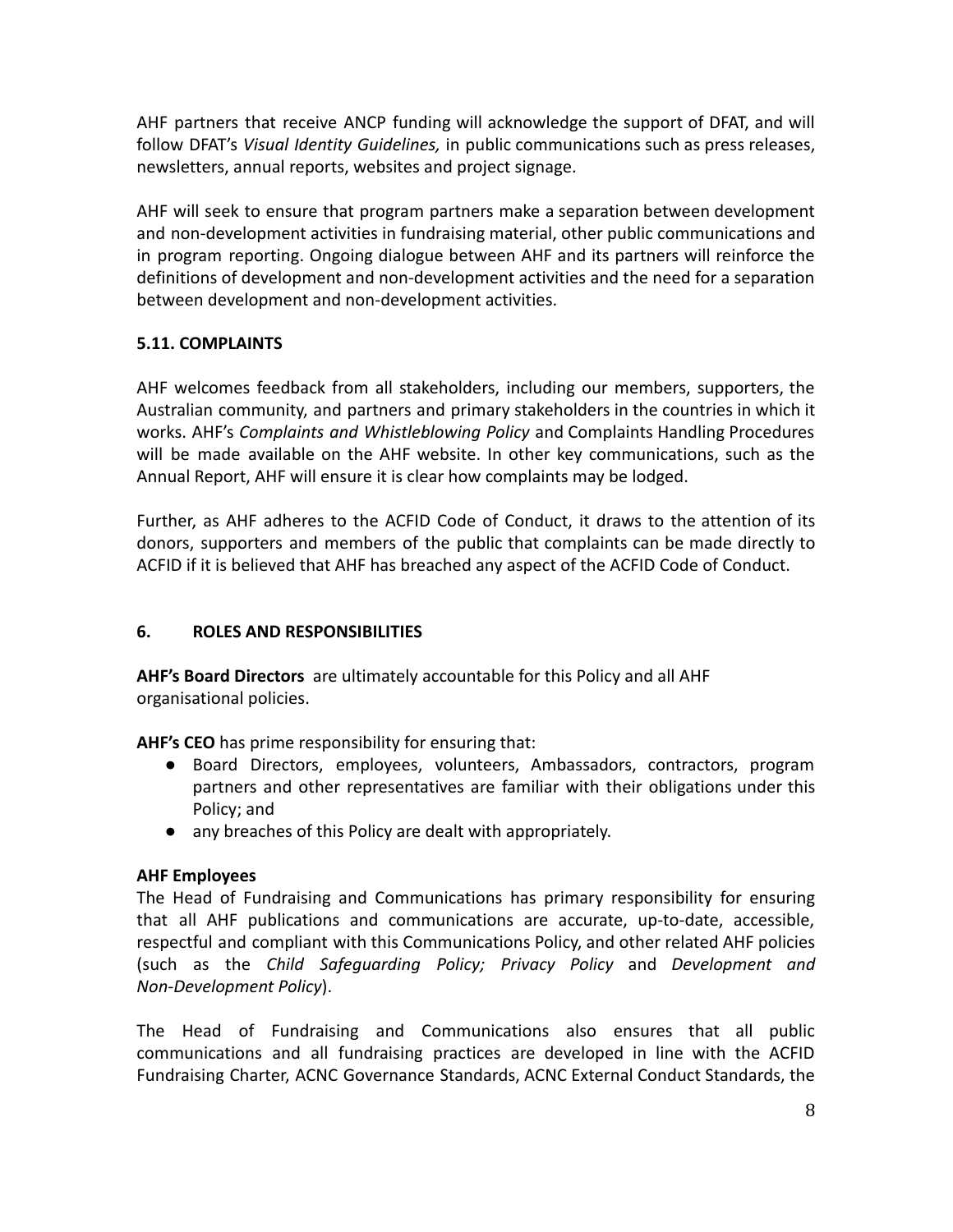AHF partners that receive ANCP funding will acknowledge the support of DFAT, and will follow DFAT's *Visual Identity Guidelines,* in public communications such as press releases, newsletters, annual reports, websites and project signage.

AHF will seek to ensure that program partners make a separation between development and non-development activities in fundraising material, other public communications and in program reporting. Ongoing dialogue between AHF and its partners will reinforce the definitions of development and non-development activities and the need for a separation between development and non-development activities.

### 5.11. COMPLAINTS

AHF welcomes feedback from all stakeholders, including our members, supporters, the Australian community, and partners and primary stakeholders in the countries in which it works. AHF's *Complaints and Whistleblowing Policy* and Complaints Handling Procedures will be made available on the AHF website. In other key communications, such as the Annual Report, AHF will ensure it is clear how complaints may be lodged.

Further, as AHF adheres to the ACFID Code of Conduct, it draws to the attention of its donors, supporters and members of the public that complaints can be made directly to ACFID if it is believed that AHF has breached any aspect of the ACFID Code of Conduct.

## 6. ROLES AND RESPONSIBILITIES

**AHF's Board Directors** are ultimately accountable for this Policy and all AHF organisational policies.

**AHF's CEO** has prime responsibility for ensuring that:

- Board Directors, employees, volunteers, Ambassadors, contractors, program partners and other representatives are familiar with their obligations under this Policy; and
- any breaches of this Policy are dealt with appropriately.

**AHF Employees**

The Head of Fundraising and Communications has primary responsibility for ensuring that all AHF publications and communications are accurate, up-to-date, accessible, respectful and compliant with this Communications Policy, and other related AHF policies (such as the *Child Safeguarding Policy; Privacy Policy* and *Development and Non-Development Policy*).

The Head of Fundraising and Communications also ensures that all public communications and all fundraising practices are developed in line with the ACFID Fundraising Charter, ACNC Governance Standards, ACNC External Conduct Standards, the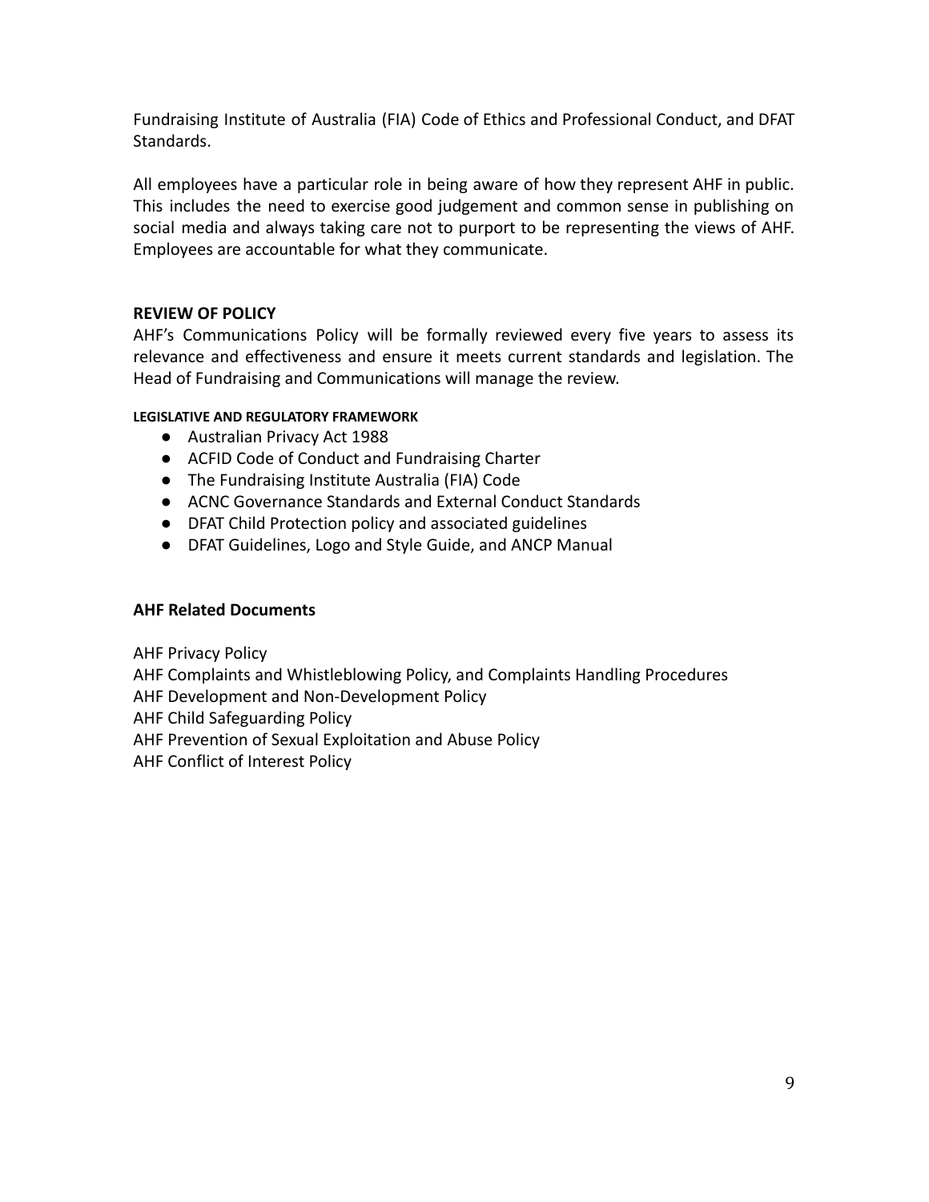Fundraising Institute of Australia (FIA) Code of Ethics and Professional Conduct, and DFAT Standards.

All employees have a particular role in being aware of how they represent AHF in public. This includes the need to exercise good judgement and common sense in publishing on social media and always taking care not to purport to be representing the views of AHF. Employees are accountable for what they communicate.

## REVIEW OF POLICY

AHF's Communications Policy will be formally reviewed every five years to assess its relevance and effectiveness and ensure it meets current standards and legislation. The Head of Fundraising and Communications will manage the review.

### LEGISLATIVE AND REGULATORY FRAMEWORK

- Australian Privacy Act 1988
- ACFID Code of Conduct and Fundraising Charter
- The Fundraising Institute Australia (FIA) Code
- ACNC Governance Standards and External Conduct Standards
- DFAT Child Protection policy and associated guidelines
- DFAT Guidelines, Logo and Style Guide, and ANCP Manual

## AHF Related Documents

AHF Privacy Policy
AHF Complaints and Whistleblowing Policy, and Complaints Handling Procedures
AHF Development and Non-Development Policy
AHF Child Safeguarding Policy
AHF Prevention of Sexual Exploitation and Abuse Policy
AHF Conflict of Interest Policy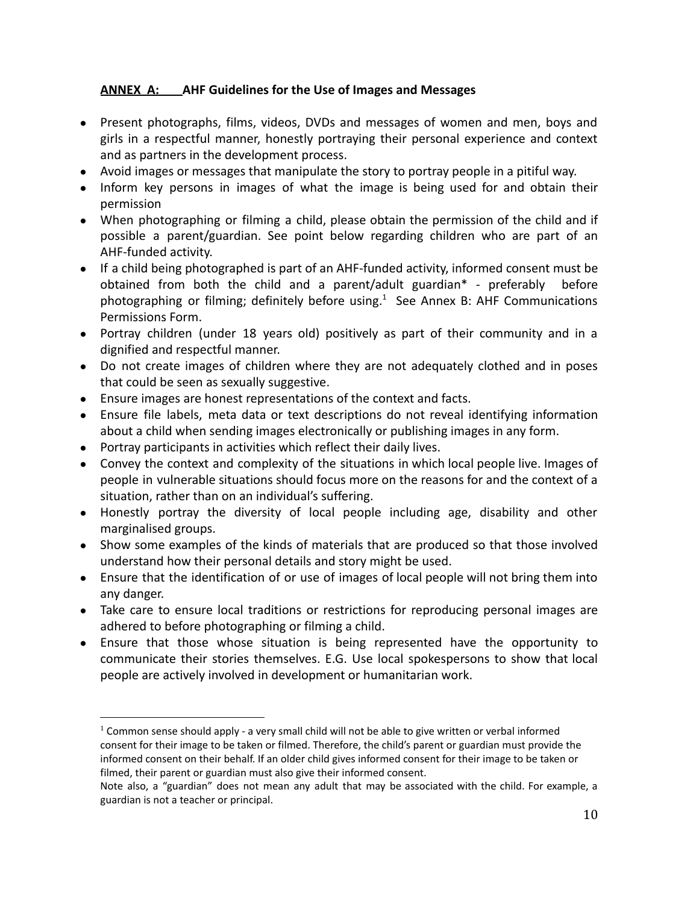## ANNEX A: AHF Guidelines for the Use of Images and Messages

- Present photographs, films, videos, DVDs and messages of women and men, boys and girls in a respectful manner, honestly portraying their personal experience and context and as partners in the development process.
- Avoid images or messages that manipulate the story to portray people in a pitiful way.
- Inform key persons in images of what the image is being used for and obtain their permission
- When photographing or filming a child, please obtain the permission of the child and if possible a parent/guardian. See point below regarding children who are part of an AHF-funded activity.
- If a child being photographed is part of an AHF-funded activity, informed consent must be obtained from both the child and a parent/adult guardian* - preferably before photographing or filming; definitely before using.[1] See Annex B: AHF Communications Permissions Form.
- Portray children (under 18 years old) positively as part of their community and in a dignified and respectful manner.
- Do not create images of children where they are not adequately clothed and in poses that could be seen as sexually suggestive.
- Ensure images are honest representations of the context and facts.
- Ensure file labels, meta data or text descriptions do not reveal identifying information about a child when sending images electronically or publishing images in any form.
- Portray participants in activities which reflect their daily lives.
- Convey the context and complexity of the situations in which local people live. Images of people in vulnerable situations should focus more on the reasons for and the context of a situation, rather than on an individual's suffering.
- Honestly portray the diversity of local people including age, disability and other marginalised groups.
- Show some examples of the kinds of materials that are produced so that those involved understand how their personal details and story might be used.
- Ensure that the identification of or use of images of local people will not bring them into any danger.
- Take care to ensure local traditions or restrictions for reproducing personal images are adhered to before photographing or filming a child.
- Ensure that those whose situation is being represented have the opportunity to communicate their stories themselves. E.G. Use local spokespersons to show that local people are actively involved in development or humanitarian work.

[1] Common sense should apply - a very small child will not be able to give written or verbal informed consent for their image to be taken or filmed. Therefore, the child's parent or guardian must provide the informed consent on their behalf. If an older child gives informed consent for their image to be taken or filmed, their parent or guardian must also give their informed consent.

Note also, a "guardian" does not mean any adult that may be associated with the child. For example, a guardian is not a teacher or principal.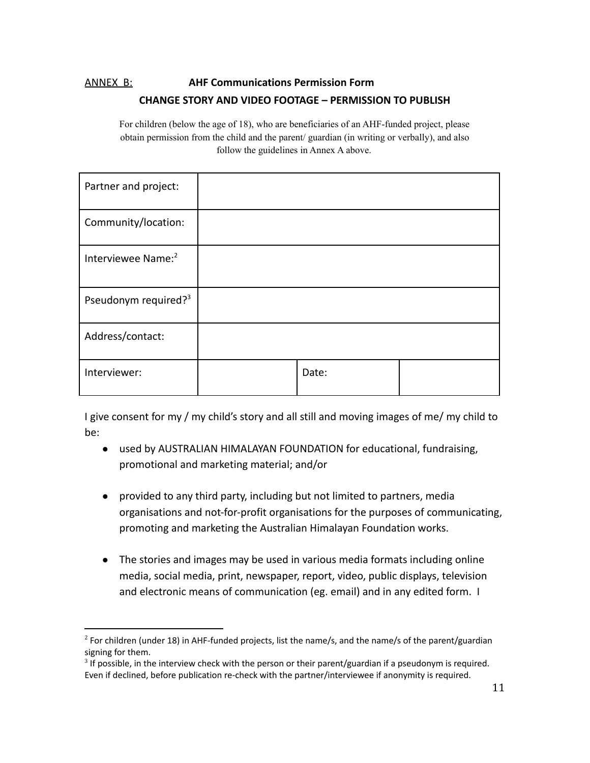ANNEX B: **AHF Communications Permission Form**

**CHANGE STORY AND VIDEO FOOTAGE – PERMISSION TO PUBLISH**

For children (below the age of 18), who are beneficiaries of an AHF-funded project, please obtain permission from the child and the parent/ guardian (in writing or verbally), and also follow the guidelines in Annex A above.

| Partner and project: | | | |
|---|---|---|---|
| Community/location: | | | |
| Interviewee Name:[2] | | | |
| Pseudonym required?[3] | | | |
| Address/contact: | | | |
| Interviewer: | | Date: | |

I give consent for my / my child's story and all still and moving images of me/ my child to be:

- used by AUSTRALIAN HIMALAYAN FOUNDATION for educational, fundraising, promotional and marketing material; and/or
- provided to any third party, including but not limited to partners, media organisations and not-for-profit organisations for the purposes of communicating, promoting and marketing the Australian Himalayan Foundation works.
- The stories and images may be used in various media formats including online media, social media, print, newspaper, report, video, public displays, television and electronic means of communication (eg. email) and in any edited form. I

---

[2] For children (under 18) in AHF-funded projects, list the name/s, and the name/s of the parent/guardian signing for them.

[3] If possible, in the interview check with the person or their parent/guardian if a pseudonym is required. Even if declined, before publication re-check with the partner/interviewee if anonymity is required.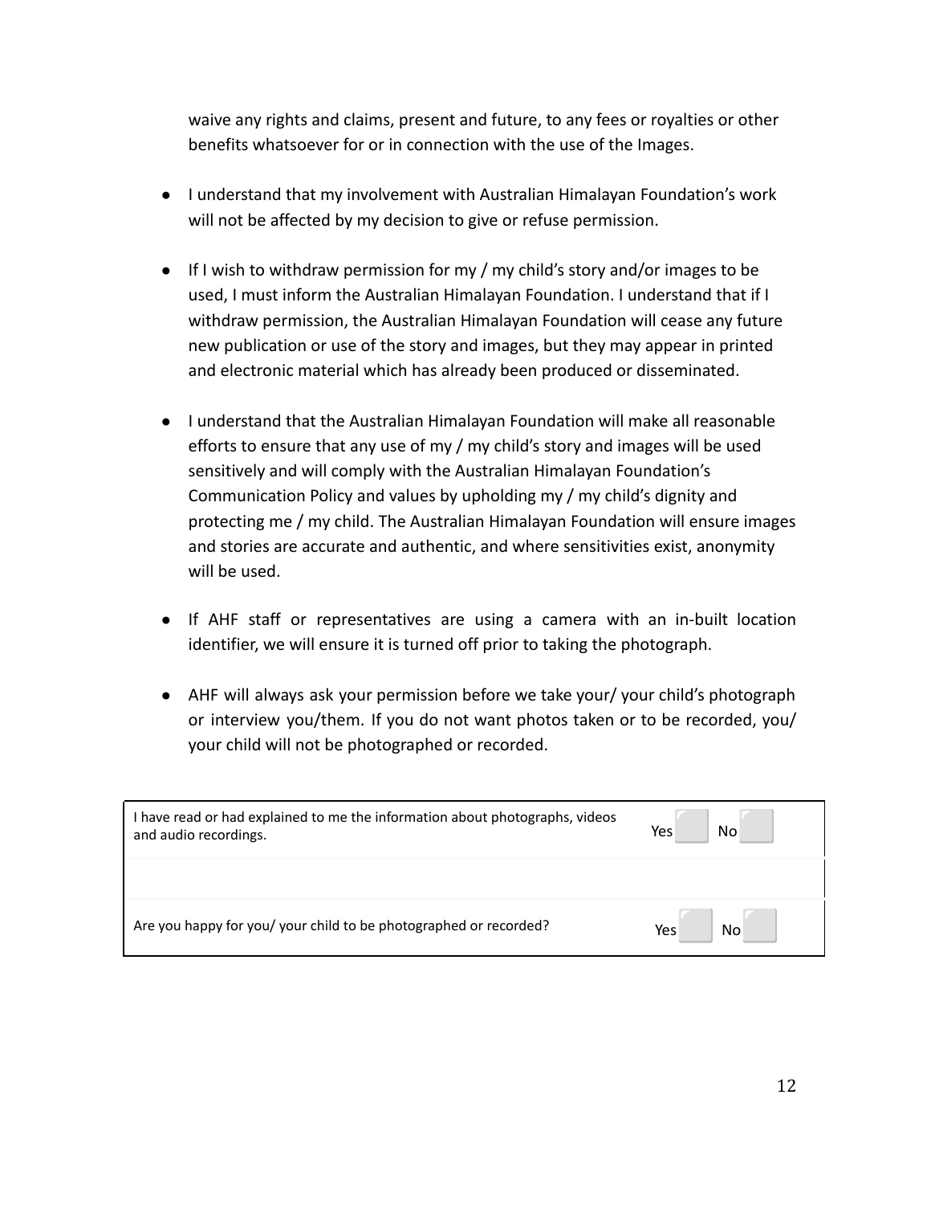waive any rights and claims, present and future, to any fees or royalties or other benefits whatsoever for or in connection with the use of the Images.

- I understand that my involvement with Australian Himalayan Foundation's work will not be affected by my decision to give or refuse permission.
- If I wish to withdraw permission for my / my child's story and/or images to be used, I must inform the Australian Himalayan Foundation. I understand that if I withdraw permission, the Australian Himalayan Foundation will cease any future new publication or use of the story and images, but they may appear in printed and electronic material which has already been produced or disseminated.
- I understand that the Australian Himalayan Foundation will make all reasonable efforts to ensure that any use of my / my child's story and images will be used sensitively and will comply with the Australian Himalayan Foundation's Communication Policy and values by upholding my / my child's dignity and protecting me / my child. The Australian Himalayan Foundation will ensure images and stories are accurate and authentic, and where sensitivities exist, anonymity will be used.
- If AHF staff or representatives are using a camera with an in-built location identifier, we will ensure it is turned off prior to taking the photograph.
- AHF will always ask your permission before we take your/ your child's photograph or interview you/them. If you do not want photos taken or to be recorded, you/ your child will not be photographed or recorded.

| | |
|---|---|
| I have read or had explained to me the information about photographs, videos and audio recordings. | Yes ☐ No ☐ |
| | |
| Are you happy for you/ your child to be photographed or recorded? | Yes ☐ No ☐ |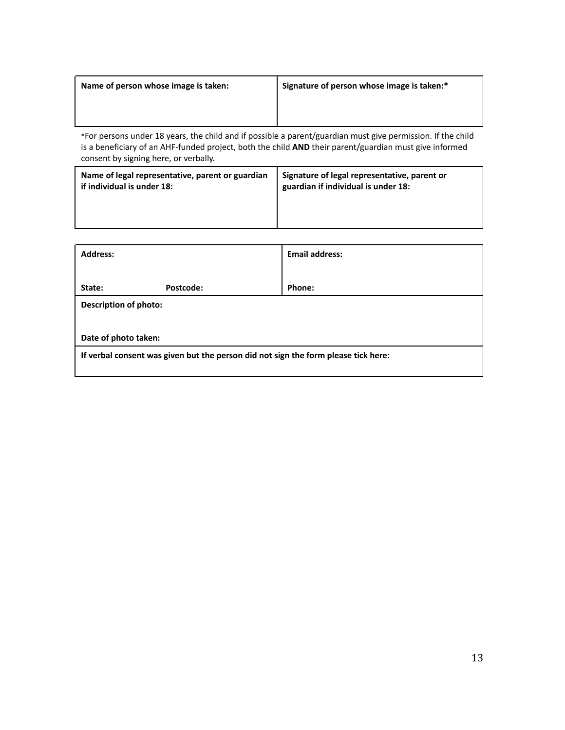| Name of person whose image is taken: | Signature of person whose image is taken:* |
|---|---|
| | |

*For persons under 18 years, the child and if possible a parent/guardian must give permission. If the child is a beneficiary of an AHF-funded project, both the child **AND** their parent/guardian must give informed consent by signing here, or verbally.

| Name of legal representative, parent or guardian if individual is under 18: | Signature of legal representative, parent or guardian if individual is under 18: |
|---|---|
| | |

| | |
|---|---|
| **Address:** | **Email address:** |
| **State:** **Postcode:** | **Phone:** |
| **Description of photo:** | |
| **Date of photo taken:** | |
| **If verbal consent was given but the person did not sign the form please tick here:** | |